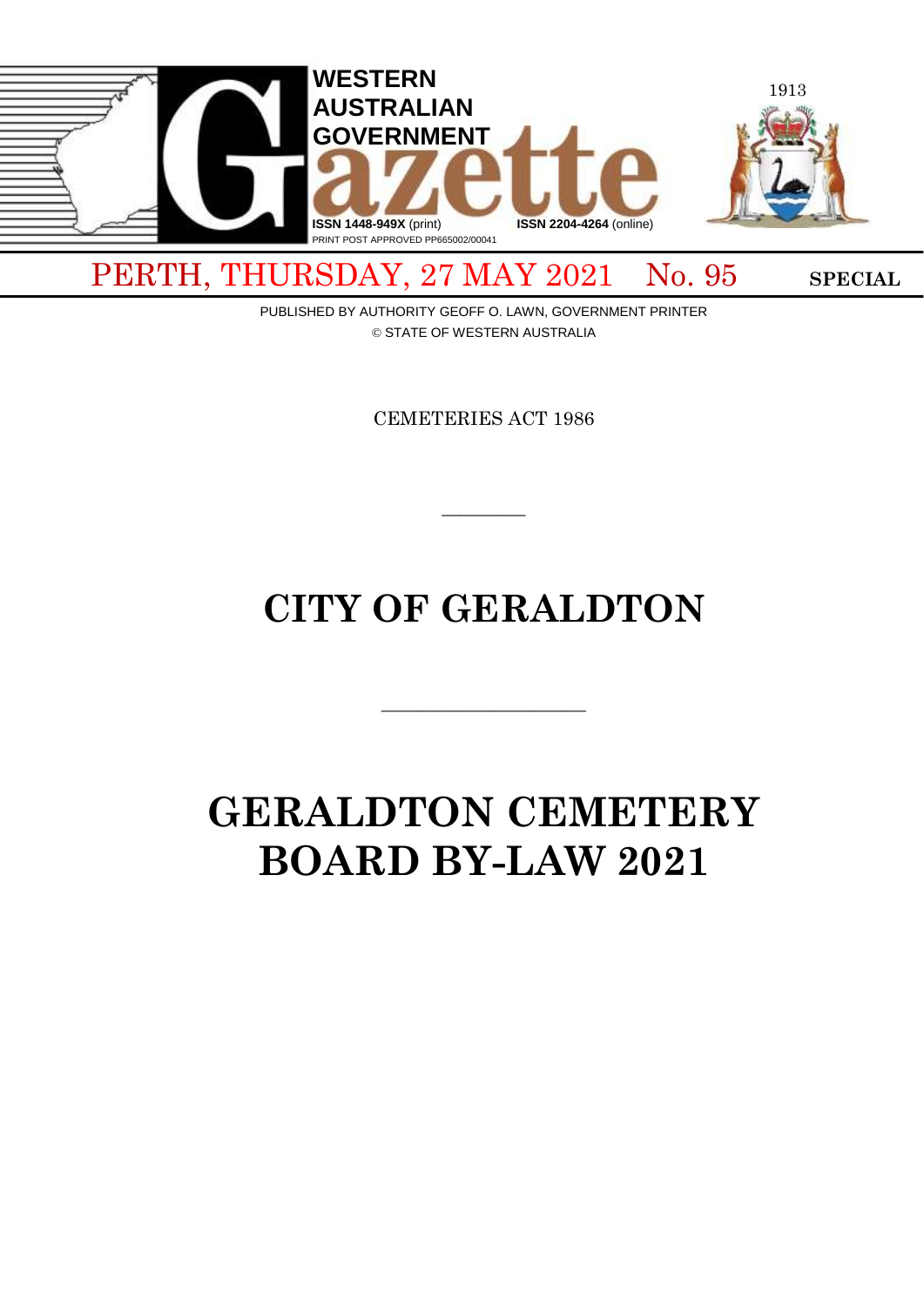# WESTERN AUSTRALIAN GOVERNMENT Gazette

ISSN 1448-949X (print) ISSN 2204-4264 (online)

PRINT POST APPROVED PP665002/00041

1913

PERTH, THURSDAY, 27 MAY 2021 No. 95 **SPECIAL**

PUBLISHED BY AUTHORITY GEOFF O. LAWN, GOVERNMENT PRINTER

© STATE OF WESTERN AUSTRALIA

CEMETERIES ACT 1986

---

# CITY OF GERALDTON

---

# GERALDTON CEMETERY BOARD BY-LAW 2021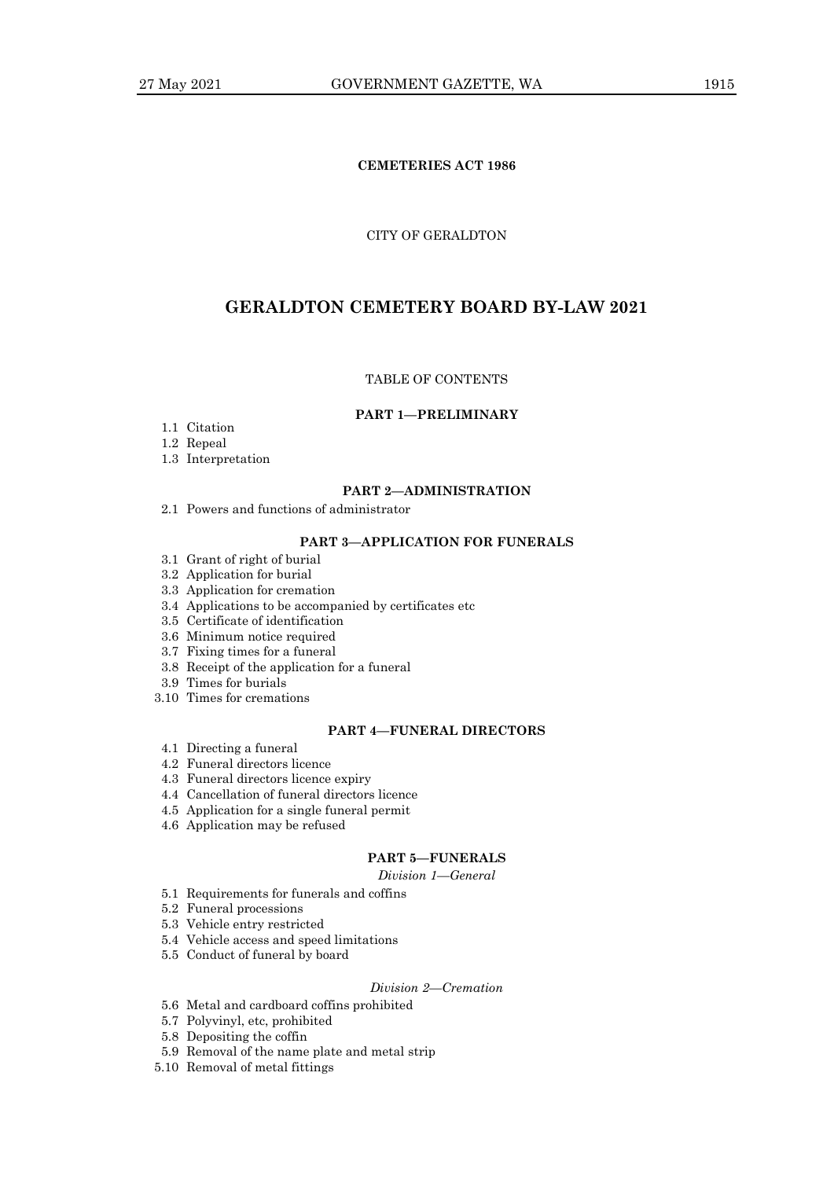**CEMETERIES ACT 1986**

CITY OF GERALDTON

# GERALDTON CEMETERY BOARD BY-LAW 2021

TABLE OF CONTENTS

**PART 1—PRELIMINARY**

1.1 Citation
1.2 Repeal
1.3 Interpretation

**PART 2—ADMINISTRATION**

2.1 Powers and functions of administrator

**PART 3—APPLICATION FOR FUNERALS**

3.1 Grant of right of burial
3.2 Application for burial
3.3 Application for cremation
3.4 Applications to be accompanied by certificates etc
3.5 Certificate of identification
3.6 Minimum notice required
3.7 Fixing times for a funeral
3.8 Receipt of the application for a funeral
3.9 Times for burials
3.10 Times for cremations

**PART 4—FUNERAL DIRECTORS**

4.1 Directing a funeral
4.2 Funeral directors licence
4.3 Funeral directors licence expiry
4.4 Cancellation of funeral directors licence
4.5 Application for a single funeral permit
4.6 Application may be refused

**PART 5—FUNERALS**

*Division 1—General*

5.1 Requirements for funerals and coffins
5.2 Funeral processions
5.3 Vehicle entry restricted
5.4 Vehicle access and speed limitations
5.5 Conduct of funeral by board

*Division 2—Cremation*

5.6 Metal and cardboard coffins prohibited
5.7 Polyvinyl, etc, prohibited
5.8 Depositing the coffin
5.9 Removal of the name plate and metal strip
5.10 Removal of metal fittings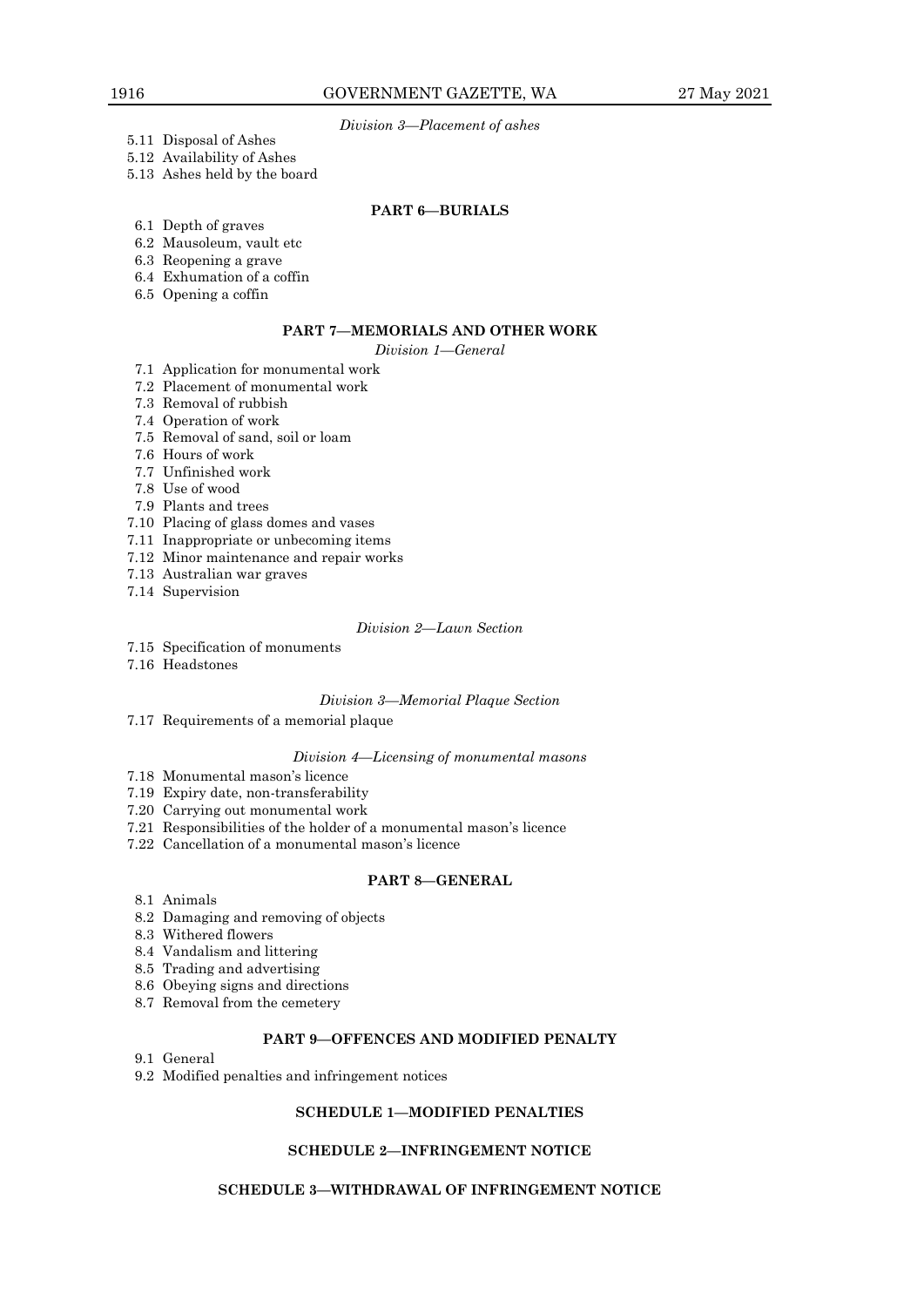*Division 3—Placement of ashes*

5.11 Disposal of Ashes
5.12 Availability of Ashes
5.13 Ashes held by the board

**PART 6—BURIALS**

6.1 Depth of graves
6.2 Mausoleum, vault etc
6.3 Reopening a grave
6.4 Exhumation of a coffin
6.5 Opening a coffin

**PART 7—MEMORIALS AND OTHER WORK**

*Division 1—General*

7.1 Application for monumental work
7.2 Placement of monumental work
7.3 Removal of rubbish
7.4 Operation of work
7.5 Removal of sand, soil or loam
7.6 Hours of work
7.7 Unfinished work
7.8 Use of wood
7.9 Plants and trees
7.10 Placing of glass domes and vases
7.11 Inappropriate or unbecoming items
7.12 Minor maintenance and repair works
7.13 Australian war graves
7.14 Supervision

*Division 2—Lawn Section*

7.15 Specification of monuments
7.16 Headstones

*Division 3—Memorial Plaque Section*

7.17 Requirements of a memorial plaque

*Division 4—Licensing of monumental masons*

7.18 Monumental mason's licence
7.19 Expiry date, non-transferability
7.20 Carrying out monumental work
7.21 Responsibilities of the holder of a monumental mason's licence
7.22 Cancellation of a monumental mason's licence

**PART 8—GENERAL**

8.1 Animals
8.2 Damaging and removing of objects
8.3 Withered flowers
8.4 Vandalism and littering
8.5 Trading and advertising
8.6 Obeying signs and directions
8.7 Removal from the cemetery

**PART 9—OFFENCES AND MODIFIED PENALTY**

9.1 General
9.2 Modified penalties and infringement notices

**SCHEDULE 1—MODIFIED PENALTIES**

**SCHEDULE 2—INFRINGEMENT NOTICE**

**SCHEDULE 3—WITHDRAWAL OF INFRINGEMENT NOTICE**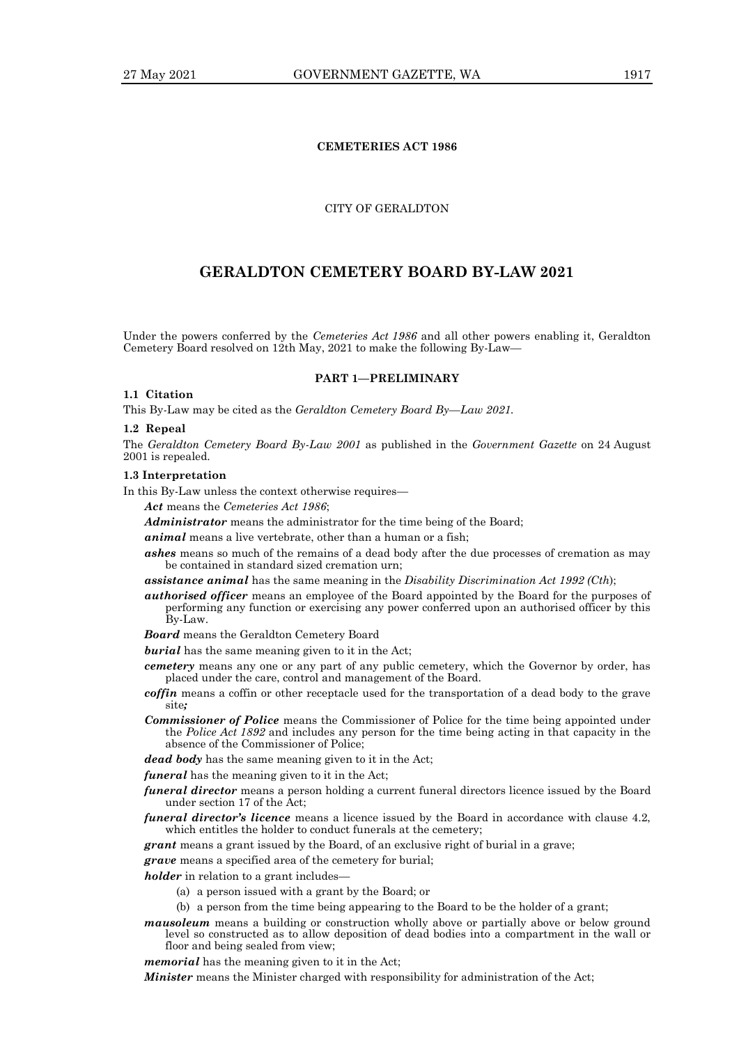**CEMETERIES ACT 1986**

CITY OF GERALDTON

# GERALDTON CEMETERY BOARD BY-LAW 2021

Under the powers conferred by the *Cemeteries Act 1986* and all other powers enabling it, Geraldton Cemetery Board resolved on 12th May, 2021 to make the following By-Law—

## PART 1—PRELIMINARY

### 1.1 Citation

This By-Law may be cited as the *Geraldton Cemetery Board By—Law 2021*.

### 1.2 Repeal

The *Geraldton Cemetery Board By-Law 2001* as published in the *Government Gazette* on 24 August 2001 is repealed.

### 1.3 Interpretation

In this By-Law unless the context otherwise requires—

***Act*** means the *Cemeteries Act 1986*;

***Administrator*** means the administrator for the time being of the Board;

***animal*** means a live vertebrate, other than a human or a fish;

***ashes*** means so much of the remains of a dead body after the due processes of cremation as may be contained in standard sized cremation urn;

***assistance animal*** has the same meaning in the *Disability Discrimination Act 1992 (Cth)*;

***authorised officer*** means an employee of the Board appointed by the Board for the purposes of performing any function or exercising any power conferred upon an authorised officer by this By-Law.

***Board*** means the Geraldton Cemetery Board

***burial*** has the same meaning given to it in the Act;

***cemetery*** means any one or any part of any public cemetery, which the Governor by order, has placed under the care, control and management of the Board.

***coffin*** means a coffin or other receptacle used for the transportation of a dead body to the grave site***;***

***Commissioner of Police*** means the Commissioner of Police for the time being appointed under the *Police Act 1892* and includes any person for the time being acting in that capacity in the absence of the Commissioner of Police;

***dead body*** has the same meaning given to it in the Act;

***funeral*** has the meaning given to it in the Act;

***funeral director*** means a person holding a current funeral directors licence issued by the Board under section 17 of the Act;

***funeral director's licence*** means a licence issued by the Board in accordance with clause 4.2, which entitles the holder to conduct funerals at the cemetery;

***grant*** means a grant issued by the Board, of an exclusive right of burial in a grave;

***grave*** means a specified area of the cemetery for burial;

***holder*** in relation to a grant includes—

(a) a person issued with a grant by the Board; or

(b) a person from the time being appearing to the Board to be the holder of a grant;

***mausoleum*** means a building or construction wholly above or partially above or below ground level so constructed as to allow deposition of dead bodies into a compartment in the wall or floor and being sealed from view;

***memorial*** has the meaning given to it in the Act;

***Minister*** means the Minister charged with responsibility for administration of the Act;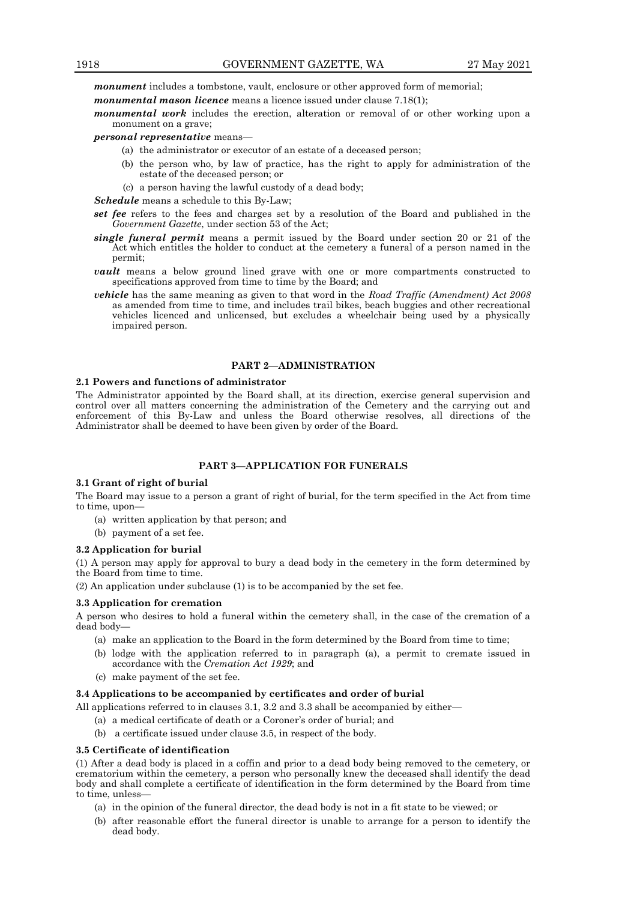***monument*** includes a tombstone, vault, enclosure or other approved form of memorial;

***monumental mason licence*** means a licence issued under clause 7.18(1);

***monumental work*** includes the erection, alteration or removal of or other working upon a monument on a grave;

***personal representative*** means—

(a) the administrator or executor of an estate of a deceased person;

(b) the person who, by law of practice, has the right to apply for administration of the estate of the deceased person; or

(c) a person having the lawful custody of a dead body;

***Schedule*** means a schedule to this By-Law;

***set fee*** refers to the fees and charges set by a resolution of the Board and published in the *Government Gazette*, under section 53 of the Act;

***single funeral permit*** means a permit issued by the Board under section 20 or 21 of the Act which entitles the holder to conduct at the cemetery a funeral of a person named in the permit;

***vault*** means a below ground lined grave with one or more compartments constructed to specifications approved from time to time by the Board; and

***vehicle*** has the same meaning as given to that word in the *Road Traffic (Amendment) Act 2008* as amended from time to time, and includes trail bikes, beach buggies and other recreational vehicles licenced and unlicensed, but excludes a wheelchair being used by a physically impaired person.

## PART 2—ADMINISTRATION

### 2.1 Powers and functions of administrator

The Administrator appointed by the Board shall, at its direction, exercise general supervision and control over all matters concerning the administration of the Cemetery and the carrying out and enforcement of this By-Law and unless the Board otherwise resolves, all directions of the Administrator shall be deemed to have been given by order of the Board.

## PART 3—APPLICATION FOR FUNERALS

### 3.1 Grant of right of burial

The Board may issue to a person a grant of right of burial, for the term specified in the Act from time to time, upon—

(a) written application by that person; and

(b) payment of a set fee.

### 3.2 Application for burial

(1) A person may apply for approval to bury a dead body in the cemetery in the form determined by the Board from time to time.

(2) An application under subclause (1) is to be accompanied by the set fee.

### 3.3 Application for cremation

A person who desires to hold a funeral within the cemetery shall, in the case of the cremation of a dead body—

(a) make an application to the Board in the form determined by the Board from time to time;

(b) lodge with the application referred to in paragraph (a), a permit to cremate issued in accordance with the *Cremation Act 1929*; and

(c) make payment of the set fee.

### 3.4 Applications to be accompanied by certificates and order of burial

All applications referred to in clauses 3.1, 3.2 and 3.3 shall be accompanied by either—

(a) a medical certificate of death or a Coroner's order of burial; and

(b) a certificate issued under clause 3.5, in respect of the body.

### 3.5 Certificate of identification

(1) After a dead body is placed in a coffin and prior to a dead body being removed to the cemetery, or crematorium within the cemetery, a person who personally knew the deceased shall identify the dead body and shall complete a certificate of identification in the form determined by the Board from time to time, unless—

(a) in the opinion of the funeral director, the dead body is not in a fit state to be viewed; or

(b) after reasonable effort the funeral director is unable to arrange for a person to identify the dead body.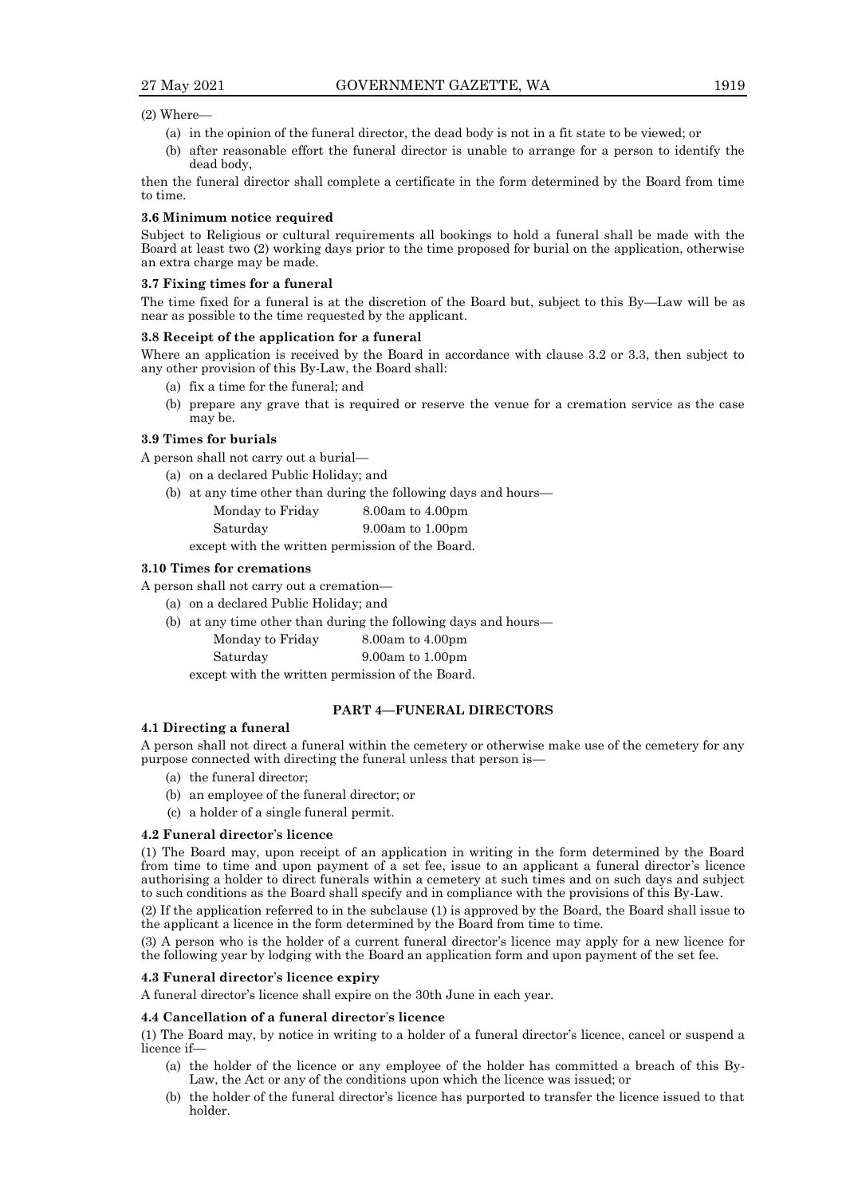(2) Where—

(a) in the opinion of the funeral director, the dead body is not in a fit state to be viewed; or

(b) after reasonable effort the funeral director is unable to arrange for a person to identify the dead body,

then the funeral director shall complete a certificate in the form determined by the Board from time to time.

### 3.6 Minimum notice required

Subject to Religious or cultural requirements all bookings to hold a funeral shall be made with the Board at least two (2) working days prior to the time proposed for burial on the application, otherwise an extra charge may be made.

### 3.7 Fixing times for a funeral

The time fixed for a funeral is at the discretion of the Board but, subject to this By—Law will be as near as possible to the time requested by the applicant.

### 3.8 Receipt of the application for a funeral

Where an application is received by the Board in accordance with clause 3.2 or 3.3, then subject to any other provision of this By-Law, the Board shall:

(a) fix a time for the funeral; and

(b) prepare any grave that is required or reserve the venue for a cremation service as the case may be.

### 3.9 Times for burials

A person shall not carry out a burial—

(a) on a declared Public Holiday; and

(b) at any time other than during the following days and hours—

| | |
|---|---|
| Monday to Friday | 8.00am to 4.00pm |
| Saturday | 9.00am to 1.00pm |

except with the written permission of the Board.

### 3.10 Times for cremations

A person shall not carry out a cremation—

(a) on a declared Public Holiday; and

(b) at any time other than during the following days and hours—

| | |
|---|---|
| Monday to Friday | 8.00am to 4.00pm |
| Saturday | 9.00am to 1.00pm |

except with the written permission of the Board.

## PART 4—FUNERAL DIRECTORS

### 4.1 Directing a funeral

A person shall not direct a funeral within the cemetery or otherwise make use of the cemetery for any purpose connected with directing the funeral unless that person is—

(a) the funeral director;

(b) an employee of the funeral director; or

(c) a holder of a single funeral permit.

### 4.2 Funeral director's licence

(1) The Board may, upon receipt of an application in writing in the form determined by the Board from time to time and upon payment of a set fee, issue to an applicant a funeral director's licence authorising a holder to direct funerals within a cemetery at such times and on such days and subject to such conditions as the Board shall specify and in compliance with the provisions of this By-Law.

(2) If the application referred to in the subclause (1) is approved by the Board, the Board shall issue to the applicant a licence in the form determined by the Board from time to time.

(3) A person who is the holder of a current funeral director's licence may apply for a new licence for the following year by lodging with the Board an application form and upon payment of the set fee.

### 4.3 Funeral director's licence expiry

A funeral director's licence shall expire on the 30th June in each year.

### 4.4 Cancellation of a funeral director's licence

(1) The Board may, by notice in writing to a holder of a funeral director's licence, cancel or suspend a licence if—

(a) the holder of the licence or any employee of the holder has committed a breach of this By-Law, the Act or any of the conditions upon which the licence was issued; or

(b) the holder of the funeral director's licence has purported to transfer the licence issued to that holder.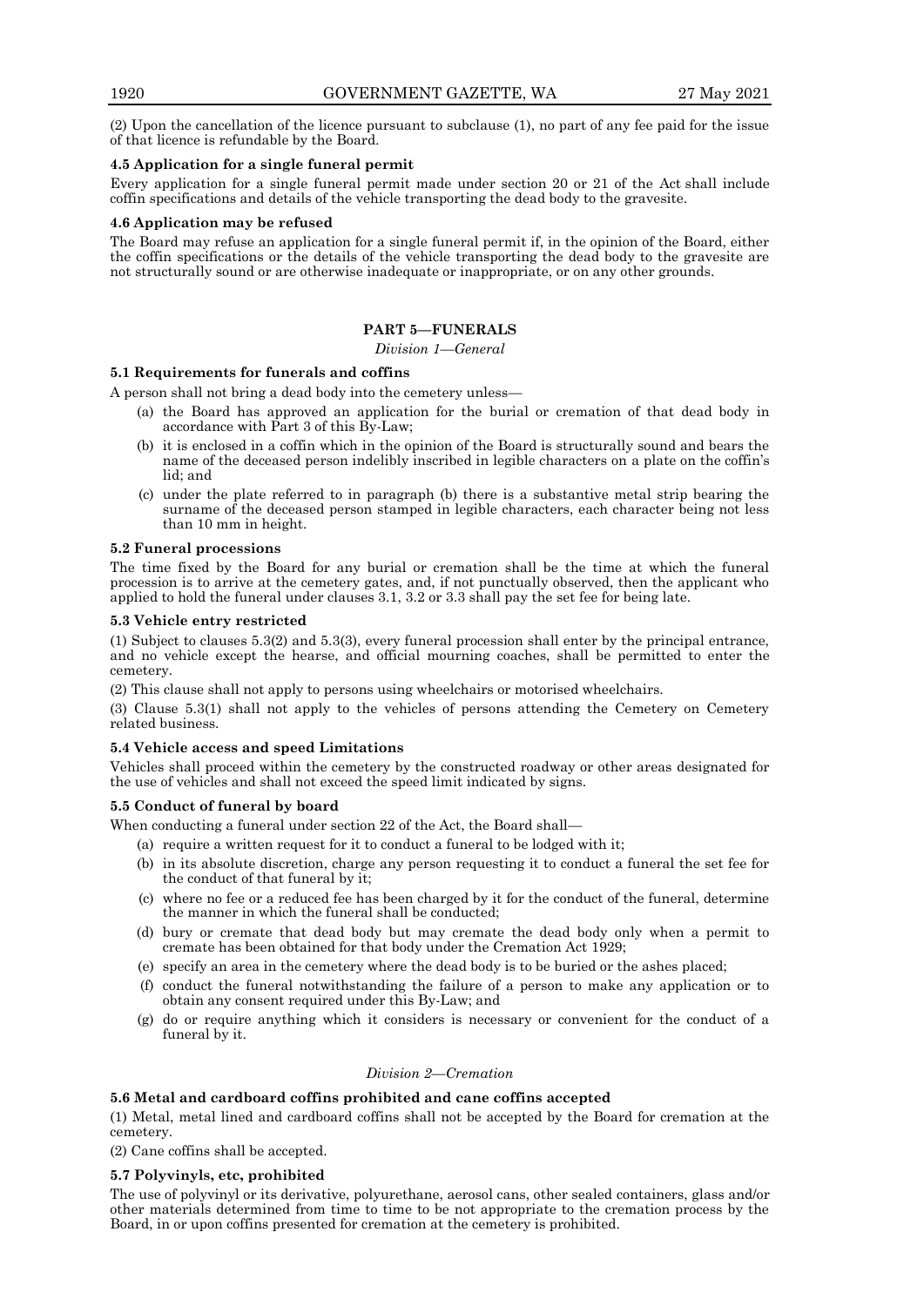(2) Upon the cancellation of the licence pursuant to subclause (1), no part of any fee paid for the issue of that licence is refundable by the Board.

**4.5 Application for a single funeral permit**

Every application for a single funeral permit made under section 20 or 21 of the Act shall include coffin specifications and details of the vehicle transporting the dead body to the gravesite.

**4.6 Application may be refused**

The Board may refuse an application for a single funeral permit if, in the opinion of the Board, either the coffin specifications or the details of the vehicle transporting the dead body to the gravesite are not structurally sound or are otherwise inadequate or inappropriate, or on any other grounds.

## PART 5—FUNERALS

*Division 1—General*

**5.1 Requirements for funerals and coffins**

A person shall not bring a dead body into the cemetery unless—

(a) the Board has approved an application for the burial or cremation of that dead body in accordance with Part 3 of this By-Law;

(b) it is enclosed in a coffin which in the opinion of the Board is structurally sound and bears the name of the deceased person indelibly inscribed in legible characters on a plate on the coffin's lid; and

(c) under the plate referred to in paragraph (b) there is a substantive metal strip bearing the surname of the deceased person stamped in legible characters, each character being not less than 10 mm in height.

**5.2 Funeral processions**

The time fixed by the Board for any burial or cremation shall be the time at which the funeral procession is to arrive at the cemetery gates, and, if not punctually observed, then the applicant who applied to hold the funeral under clauses 3.1, 3.2 or 3.3 shall pay the set fee for being late.

**5.3 Vehicle entry restricted**

(1) Subject to clauses 5.3(2) and 5.3(3), every funeral procession shall enter by the principal entrance, and no vehicle except the hearse, and official mourning coaches, shall be permitted to enter the cemetery.

(2) This clause shall not apply to persons using wheelchairs or motorised wheelchairs.

(3) Clause 5.3(1) shall not apply to the vehicles of persons attending the Cemetery on Cemetery related business.

**5.4 Vehicle access and speed Limitations**

Vehicles shall proceed within the cemetery by the constructed roadway or other areas designated for the use of vehicles and shall not exceed the speed limit indicated by signs.

**5.5 Conduct of funeral by board**

When conducting a funeral under section 22 of the Act, the Board shall—

(a) require a written request for it to conduct a funeral to be lodged with it;

(b) in its absolute discretion, charge any person requesting it to conduct a funeral the set fee for the conduct of that funeral by it;

(c) where no fee or a reduced fee has been charged by it for the conduct of the funeral, determine the manner in which the funeral shall be conducted;

(d) bury or cremate that dead body but may cremate the dead body only when a permit to cremate has been obtained for that body under the Cremation Act 1929;

(e) specify an area in the cemetery where the dead body is to be buried or the ashes placed;

(f) conduct the funeral notwithstanding the failure of a person to make any application or to obtain any consent required under this By-Law; and

(g) do or require anything which it considers is necessary or convenient for the conduct of a funeral by it.

*Division 2—Cremation*

**5.6 Metal and cardboard coffins prohibited and cane coffins accepted**

(1) Metal, metal lined and cardboard coffins shall not be accepted by the Board for cremation at the cemetery.

(2) Cane coffins shall be accepted.

**5.7 Polyvinyls, etc, prohibited**

The use of polyvinyl or its derivative, polyurethane, aerosol cans, other sealed containers, glass and/or other materials determined from time to time to be not appropriate to the cremation process by the Board, in or upon coffins presented for cremation at the cemetery is prohibited.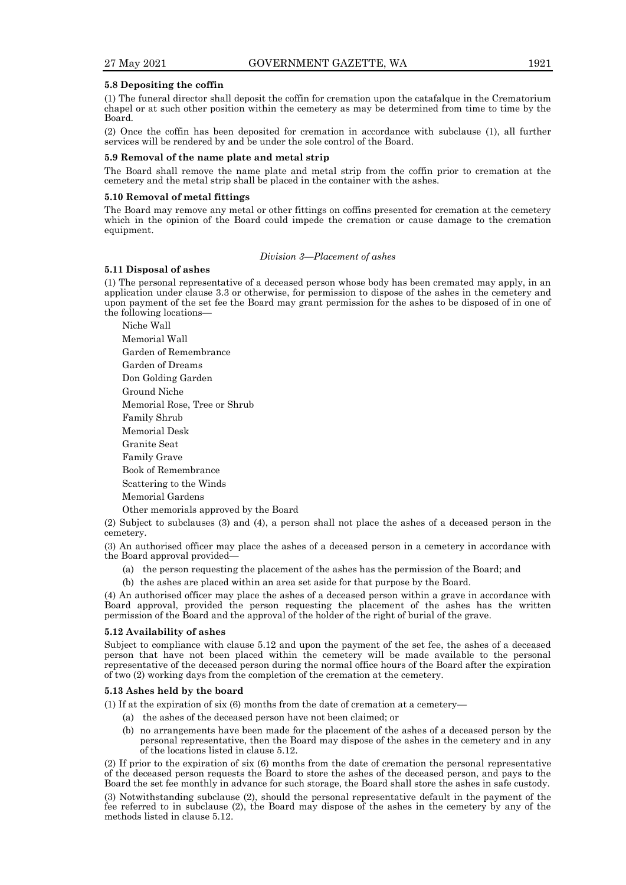**5.8 Depositing the coffin**

(1) The funeral director shall deposit the coffin for cremation upon the catafalque in the Crematorium chapel or at such other position within the cemetery as may be determined from time to time by the Board.

(2) Once the coffin has been deposited for cremation in accordance with subclause (1), all further services will be rendered by and be under the sole control of the Board.

**5.9 Removal of the name plate and metal strip**

The Board shall remove the name plate and metal strip from the coffin prior to cremation at the cemetery and the metal strip shall be placed in the container with the ashes.

**5.10 Removal of metal fittings**

The Board may remove any metal or other fittings on coffins presented for cremation at the cemetery which in the opinion of the Board could impede the cremation or cause damage to the cremation equipment.

*Division 3—Placement of ashes*

**5.11 Disposal of ashes**

(1) The personal representative of a deceased person whose body has been cremated may apply, in an application under clause 3.3 or otherwise, for permission to dispose of the ashes in the cemetery and upon payment of the set fee the Board may grant permission for the ashes to be disposed of in one of the following locations—

Niche Wall

Memorial Wall

Garden of Remembrance

Garden of Dreams

Don Golding Garden

Ground Niche

Memorial Rose, Tree or Shrub

Family Shrub

Memorial Desk

Granite Seat

Family Grave

Book of Remembrance

Scattering to the Winds

Memorial Gardens

Other memorials approved by the Board

(2) Subject to subclauses (3) and (4), a person shall not place the ashes of a deceased person in the cemetery.

(3) An authorised officer may place the ashes of a deceased person in a cemetery in accordance with the Board approval provided—

(a) the person requesting the placement of the ashes has the permission of the Board; and

(b) the ashes are placed within an area set aside for that purpose by the Board.

(4) An authorised officer may place the ashes of a deceased person within a grave in accordance with Board approval, provided the person requesting the placement of the ashes has the written permission of the Board and the approval of the holder of the right of burial of the grave.

**5.12 Availability of ashes**

Subject to compliance with clause 5.12 and upon the payment of the set fee, the ashes of a deceased person that have not been placed within the cemetery will be made available to the personal representative of the deceased person during the normal office hours of the Board after the expiration of two (2) working days from the completion of the cremation at the cemetery.

**5.13 Ashes held by the board**

(1) If at the expiration of six (6) months from the date of cremation at a cemetery—

(a) the ashes of the deceased person have not been claimed; or

(b) no arrangements have been made for the placement of the ashes of a deceased person by the personal representative, then the Board may dispose of the ashes in the cemetery and in any of the locations listed in clause 5.12.

(2) If prior to the expiration of six (6) months from the date of cremation the personal representative of the deceased person requests the Board to store the ashes of the deceased person, and pays to the Board the set fee monthly in advance for such storage, the Board shall store the ashes in safe custody.

(3) Notwithstanding subclause (2), should the personal representative default in the payment of the fee referred to in subclause (2), the Board may dispose of the ashes in the cemetery by any of the methods listed in clause 5.12.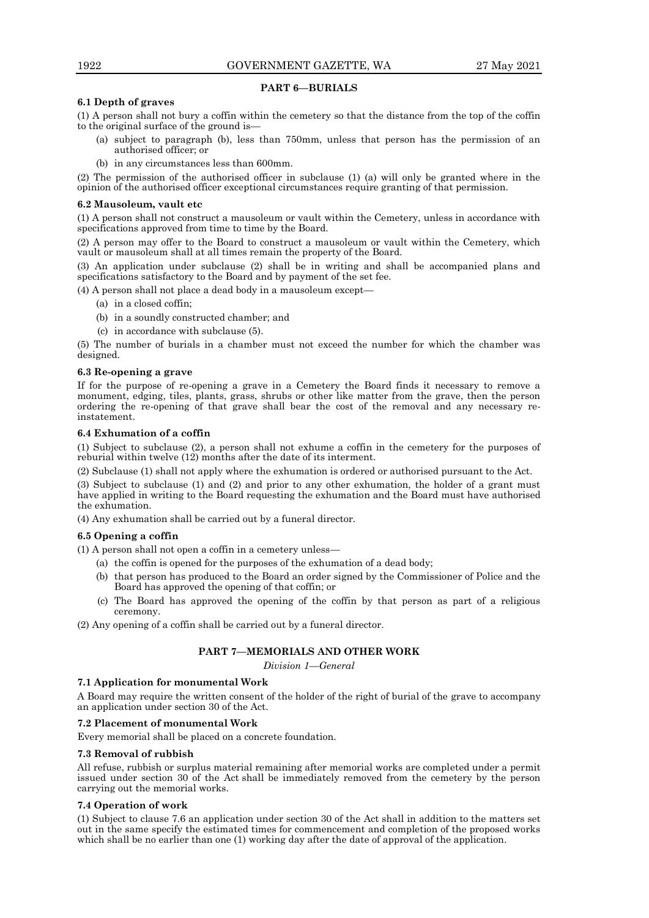## PART 6—BURIALS

**6.1 Depth of graves**

(1) A person shall not bury a coffin within the cemetery so that the distance from the top of the coffin to the original surface of the ground is—

- (a) subject to paragraph (b), less than 750mm, unless that person has the permission of an authorised officer; or
- (b) in any circumstances less than 600mm.

(2) The permission of the authorised officer in subclause (1) (a) will only be granted where in the opinion of the authorised officer exceptional circumstances require granting of that permission.

**6.2 Mausoleum, vault etc**

(1) A person shall not construct a mausoleum or vault within the Cemetery, unless in accordance with specifications approved from time to time by the Board.

(2) A person may offer to the Board to construct a mausoleum or vault within the Cemetery, which vault or mausoleum shall at all times remain the property of the Board.

(3) An application under subclause (2) shall be in writing and shall be accompanied plans and specifications satisfactory to the Board and by payment of the set fee.

(4) A person shall not place a dead body in a mausoleum except—

- (a) in a closed coffin;
- (b) in a soundly constructed chamber; and
- (c) in accordance with subclause (5).

(5) The number of burials in a chamber must not exceed the number for which the chamber was designed.

**6.3 Re-opening a grave**

If for the purpose of re-opening a grave in a Cemetery the Board finds it necessary to remove a monument, edging, tiles, plants, grass, shrubs or other like matter from the grave, then the person ordering the re-opening of that grave shall bear the cost of the removal and any necessary re-instatement.

**6.4 Exhumation of a coffin**

(1) Subject to subclause (2), a person shall not exhume a coffin in the cemetery for the purposes of reburial within twelve (12) months after the date of its interment.

(2) Subclause (1) shall not apply where the exhumation is ordered or authorised pursuant to the Act.

(3) Subject to subclause (1) and (2) and prior to any other exhumation, the holder of a grant must have applied in writing to the Board requesting the exhumation and the Board must have authorised the exhumation.

(4) Any exhumation shall be carried out by a funeral director.

**6.5 Opening a coffin**

(1) A person shall not open a coffin in a cemetery unless—

- (a) the coffin is opened for the purposes of the exhumation of a dead body;
- (b) that person has produced to the Board an order signed by the Commissioner of Police and the Board has approved the opening of that coffin; or
- (c) The Board has approved the opening of the coffin by that person as part of a religious ceremony.

(2) Any opening of a coffin shall be carried out by a funeral director.

## PART 7—MEMORIALS AND OTHER WORK

*Division 1—General*

**7.1 Application for monumental Work**

A Board may require the written consent of the holder of the right of burial of the grave to accompany an application under section 30 of the Act.

**7.2 Placement of monumental Work**

Every memorial shall be placed on a concrete foundation.

**7.3 Removal of rubbish**

All refuse, rubbish or surplus material remaining after memorial works are completed under a permit issued under section 30 of the Act shall be immediately removed from the cemetery by the person carrying out the memorial works.

**7.4 Operation of work**

(1) Subject to clause 7.6 an application under section 30 of the Act shall in addition to the matters set out in the same specify the estimated times for commencement and completion of the proposed works which shall be no earlier than one (1) working day after the date of approval of the application.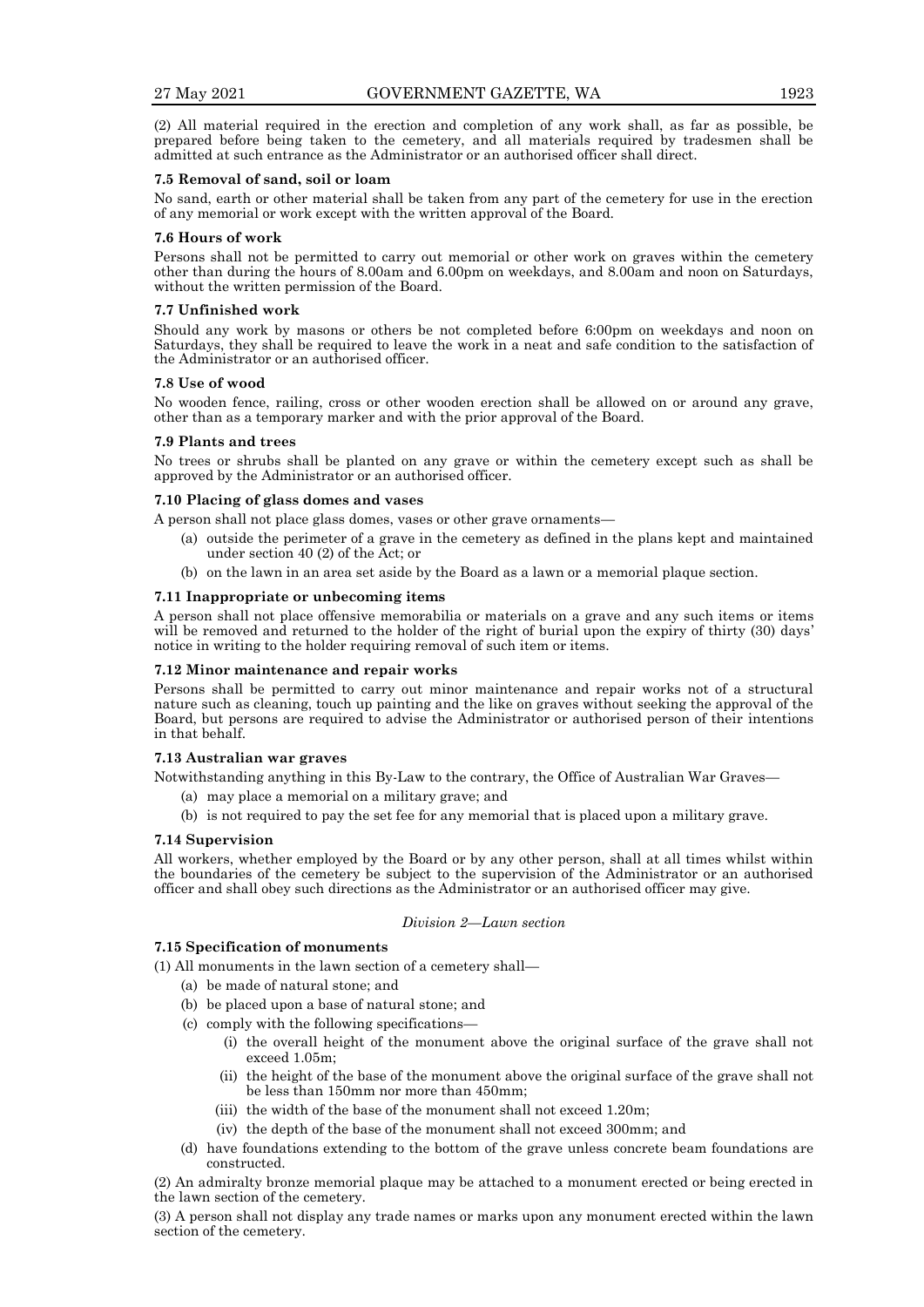(2) All material required in the erection and completion of any work shall, as far as possible, be prepared before being taken to the cemetery, and all materials required by tradesmen shall be admitted at such entrance as the Administrator or an authorised officer shall direct.

**7.5 Removal of sand, soil or loam**

No sand, earth or other material shall be taken from any part of the cemetery for use in the erection of any memorial or work except with the written approval of the Board.

**7.6 Hours of work**

Persons shall not be permitted to carry out memorial or other work on graves within the cemetery other than during the hours of 8.00am and 6.00pm on weekdays, and 8.00am and noon on Saturdays, without the written permission of the Board.

**7.7 Unfinished work**

Should any work by masons or others be not completed before 6:00pm on weekdays and noon on Saturdays, they shall be required to leave the work in a neat and safe condition to the satisfaction of the Administrator or an authorised officer.

**7.8 Use of wood**

No wooden fence, railing, cross or other wooden erection shall be allowed on or around any grave, other than as a temporary marker and with the prior approval of the Board.

**7.9 Plants and trees**

No trees or shrubs shall be planted on any grave or within the cemetery except such as shall be approved by the Administrator or an authorised officer.

**7.10 Placing of glass domes and vases**

A person shall not place glass domes, vases or other grave ornaments—

- (a) outside the perimeter of a grave in the cemetery as defined in the plans kept and maintained under section 40 (2) of the Act; or
- (b) on the lawn in an area set aside by the Board as a lawn or a memorial plaque section.

**7.11 Inappropriate or unbecoming items**

A person shall not place offensive memorabilia or materials on a grave and any such items or items will be removed and returned to the holder of the right of burial upon the expiry of thirty (30) days' notice in writing to the holder requiring removal of such item or items.

**7.12 Minor maintenance and repair works**

Persons shall be permitted to carry out minor maintenance and repair works not of a structural nature such as cleaning, touch up painting and the like on graves without seeking the approval of the Board, but persons are required to advise the Administrator or authorised person of their intentions in that behalf.

**7.13 Australian war graves**

Notwithstanding anything in this By-Law to the contrary, the Office of Australian War Graves—

- (a) may place a memorial on a military grave; and
- (b) is not required to pay the set fee for any memorial that is placed upon a military grave.

**7.14 Supervision**

All workers, whether employed by the Board or by any other person, shall at all times whilst within the boundaries of the cemetery be subject to the supervision of the Administrator or an authorised officer and shall obey such directions as the Administrator or an authorised officer may give.

*Division 2—Lawn section*

**7.15 Specification of monuments**

(1) All monuments in the lawn section of a cemetery shall—

- (a) be made of natural stone; and
- (b) be placed upon a base of natural stone; and
- (c) comply with the following specifications—
  - (i) the overall height of the monument above the original surface of the grave shall not exceed 1.05m;
  - (ii) the height of the base of the monument above the original surface of the grave shall not be less than 150mm nor more than 450mm;
  - (iii) the width of the base of the monument shall not exceed 1.20m;
  - (iv) the depth of the base of the monument shall not exceed 300mm; and
- (d) have foundations extending to the bottom of the grave unless concrete beam foundations are constructed.

(2) An admiralty bronze memorial plaque may be attached to a monument erected or being erected in the lawn section of the cemetery.

(3) A person shall not display any trade names or marks upon any monument erected within the lawn section of the cemetery.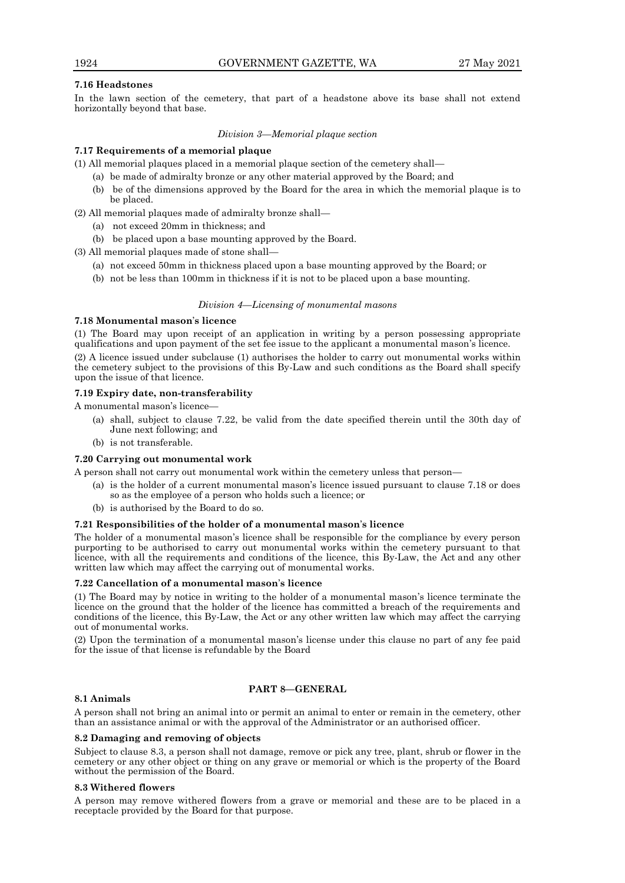**7.16 Headstones**

In the lawn section of the cemetery, that part of a headstone above its base shall not extend horizontally beyond that base.

*Division 3—Memorial plaque section*

**7.17 Requirements of a memorial plaque**

(1) All memorial plaques placed in a memorial plaque section of the cemetery shall—

- (a) be made of admiralty bronze or any other material approved by the Board; and
- (b) be of the dimensions approved by the Board for the area in which the memorial plaque is to be placed.

(2) All memorial plaques made of admiralty bronze shall—

- (a) not exceed 20mm in thickness; and
- (b) be placed upon a base mounting approved by the Board.

(3) All memorial plaques made of stone shall—

- (a) not exceed 50mm in thickness placed upon a base mounting approved by the Board; or
- (b) not be less than 100mm in thickness if it is not to be placed upon a base mounting.

*Division 4—Licensing of monumental masons*

**7.18 Monumental mason's licence**

(1) The Board may upon receipt of an application in writing by a person possessing appropriate qualifications and upon payment of the set fee issue to the applicant a monumental mason's licence.

(2) A licence issued under subclause (1) authorises the holder to carry out monumental works within the cemetery subject to the provisions of this By-Law and such conditions as the Board shall specify upon the issue of that licence.

**7.19 Expiry date, non-transferability**

A monumental mason's licence—

- (a) shall, subject to clause 7.22, be valid from the date specified therein until the 30th day of June next following; and
- (b) is not transferable.

**7.20 Carrying out monumental work**

A person shall not carry out monumental work within the cemetery unless that person—

- (a) is the holder of a current monumental mason's licence issued pursuant to clause 7.18 or does so as the employee of a person who holds such a licence; or
- (b) is authorised by the Board to do so.

**7.21 Responsibilities of the holder of a monumental mason's licence**

The holder of a monumental mason's licence shall be responsible for the compliance by every person purporting to be authorised to carry out monumental works within the cemetery pursuant to that licence, with all the requirements and conditions of the licence, this By-Law, the Act and any other written law which may affect the carrying out of monumental works.

**7.22 Cancellation of a monumental mason's licence**

(1) The Board may by notice in writing to the holder of a monumental mason's licence terminate the licence on the ground that the holder of the licence has committed a breach of the requirements and conditions of the licence, this By-Law, the Act or any other written law which may affect the carrying out of monumental works.

(2) Upon the termination of a monumental mason's license under this clause no part of any fee paid for the issue of that license is refundable by the Board

## PART 8—GENERAL

**8.1 Animals**

A person shall not bring an animal into or permit an animal to enter or remain in the cemetery, other than an assistance animal or with the approval of the Administrator or an authorised officer.

**8.2 Damaging and removing of objects**

Subject to clause 8.3, a person shall not damage, remove or pick any tree, plant, shrub or flower in the cemetery or any other object or thing on any grave or memorial or which is the property of the Board without the permission of the Board.

**8.3 Withered flowers**

A person may remove withered flowers from a grave or memorial and these are to be placed in a receptacle provided by the Board for that purpose.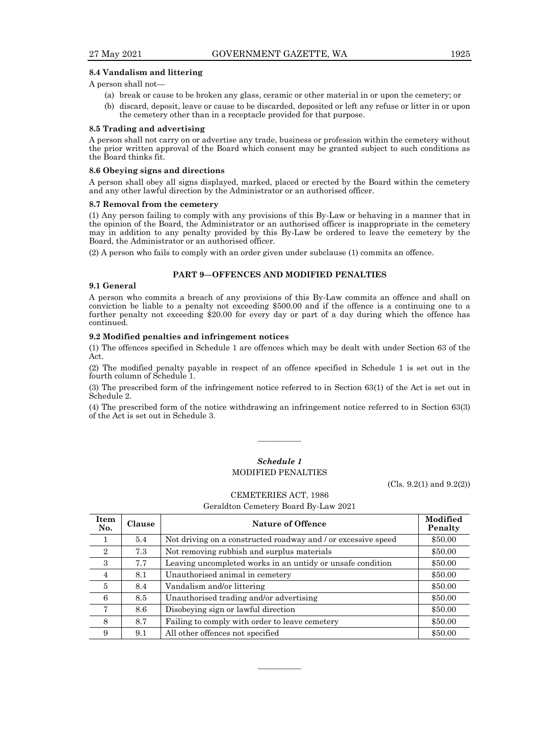**8.4 Vandalism and littering**

A person shall not—

(a) break or cause to be broken any glass, ceramic or other material in or upon the cemetery; or

(b) discard, deposit, leave or cause to be discarded, deposited or left any refuse or litter in or upon the cemetery other than in a receptacle provided for that purpose.

**8.5 Trading and advertising**

A person shall not carry on or advertise any trade, business or profession within the cemetery without the prior written approval of the Board which consent may be granted subject to such conditions as the Board thinks fit.

**8.6 Obeying signs and directions**

A person shall obey all signs displayed, marked, placed or erected by the Board within the cemetery and any other lawful direction by the Administrator or an authorised officer.

**8.7 Removal from the cemetery**

(1) Any person failing to comply with any provisions of this By-Law or behaving in a manner that in the opinion of the Board, the Administrator or an authorised officer is inappropriate in the cemetery may in addition to any penalty provided by this By-Law be ordered to leave the cemetery by the Board, the Administrator or an authorised officer.

(2) A person who fails to comply with an order given under subclause (1) commits an offence.

## PART 9—OFFENCES AND MODIFIED PENALTIES

**9.1 General**

A person who commits a breach of any provisions of this By-Law commits an offence and shall on conviction be liable to a penalty not exceeding $500.00 and if the offence is a continuing one to a further penalty not exceeding $20.00 for every day or part of a day during which the offence has continued.

**9.2 Modified penalties and infringement notices**

(1) The offences specified in Schedule 1 are offences which may be dealt with under Section 63 of the Act.

(2) The modified penalty payable in respect of an offence specified in Schedule 1 is set out in the fourth column of Schedule 1.

(3) The prescribed form of the infringement notice referred to in Section 63(1) of the Act is set out in Schedule 2.

(4) The prescribed form of the notice withdrawing an infringement notice referred to in Section 63(3) of the Act is set out in Schedule 3.

———————

### *Schedule 1*
MODIFIED PENALTIES

(Cls. 9.2(1) and 9.2(2))

CEMETERIES ACT, 1986

Geraldton Cemetery Board By-Law 2021

| Item No. | Clause | Nature of Offence | Modified Penalty |
|---|---|---|---|
| 1 | 5.4 | Not driving on a constructed roadway and / or excessive speed | $50.00 |
| 2 | 7.3 | Not removing rubbish and surplus materials | $50.00 |
| 3 | 7.7 | Leaving uncompleted works in an untidy or unsafe condition | $50.00 |
| 4 | 8.1 | Unauthorised animal in cemetery | $50.00 |
| 5 | 8.4 | Vandalism and/or littering | $50.00 |
| 6 | 8.5 | Unauthorised trading and/or advertising | $50.00 |
| 7 | 8.6 | Disobeying sign or lawful direction | $50.00 |
| 8 | 8.7 | Failing to comply with order to leave cemetery | $50.00 |
| 9 | 9.1 | All other offences not specified | $50.00 |

———————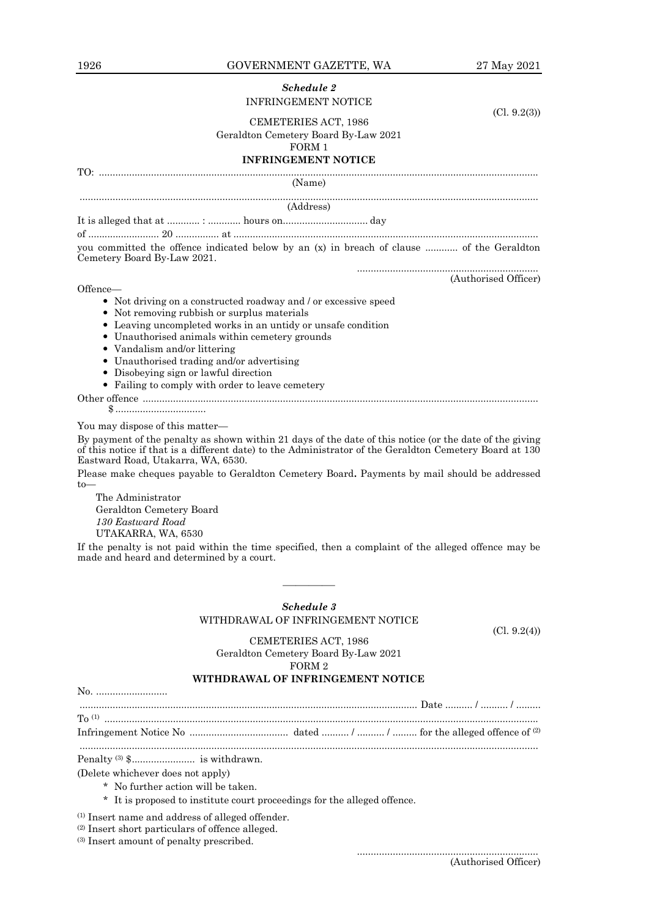### *Schedule 2*

INFRINGEMENT NOTICE

(Cl. 9.2(3))

CEMETERIES ACT, 1986

Geraldton Cemetery Board By-Law 2021

FORM 1

**INFRINGEMENT NOTICE**

TO: ..................................................................................................................................................
(Name)

..........................................................................................................................................................
(Address)

It is alleged that at ............ : ............ hours on............................... day

of .......................... 20 ................ at ..............................................................................................

you committed the offence indicated below by an (x) in breach of clause ............ of the Geraldton Cemetery Board By-Law 2021.

.................................................................
(Authorised Officer)

Offence—

- Not driving on a constructed roadway and / or excessive speed
- Not removing rubbish or surplus materials
- Leaving uncompleted works in an untidy or unsafe condition
- Unauthorised animals within cemetery grounds
- Vandalism and/or littering
- Unauthorised trading and/or advertising
- Disobeying sign or lawful direction
- Failing to comply with order to leave cemetery

Other offence ..................................................................................................................................
$ .................................

You may dispose of this matter—

By payment of the penalty as shown within 21 days of the date of this notice (or the date of the giving of this notice if that is a different date) to the Administrator of the Geraldton Cemetery Board at 130 Eastward Road, Utakarra, WA, 6530.

Please make cheques payable to Geraldton Cemetery Board**.** Payments by mail should be addressed to—

The Administrator
Geraldton Cemetery Board
*130 Eastward Road*
UTAKARRA, WA, 6530

If the penalty is not paid within the time specified, then a complaint of the alleged offence may be made and heard and determined by a court.

————

### *Schedule 3*

WITHDRAWAL OF INFRINGEMENT NOTICE

(Cl. 9.2(4))

CEMETERIES ACT, 1986

Geraldton Cemetery Board By-Law 2021

FORM 2

**WITHDRAWAL OF INFRINGEMENT NOTICE**

No. ..........................

.......................................................................................................................... Date .......... / .......... / .........

To [(1)] ...........................................................................................................................................

Infringement Notice No .................................... dated .......... / .......... / ......... for the alleged offence of [(2)]

..........................................................................................................................................................

Penalty [(3)] $....................... is withdrawn.

(Delete whichever does not apply)

\* No further action will be taken.

\* It is proposed to institute court proceedings for the alleged offence.

[(1)] Insert name and address of alleged offender.

[(2)] Insert short particulars of offence alleged.

[(3)] Insert amount of penalty prescribed.

.................................................................
(Authorised Officer)